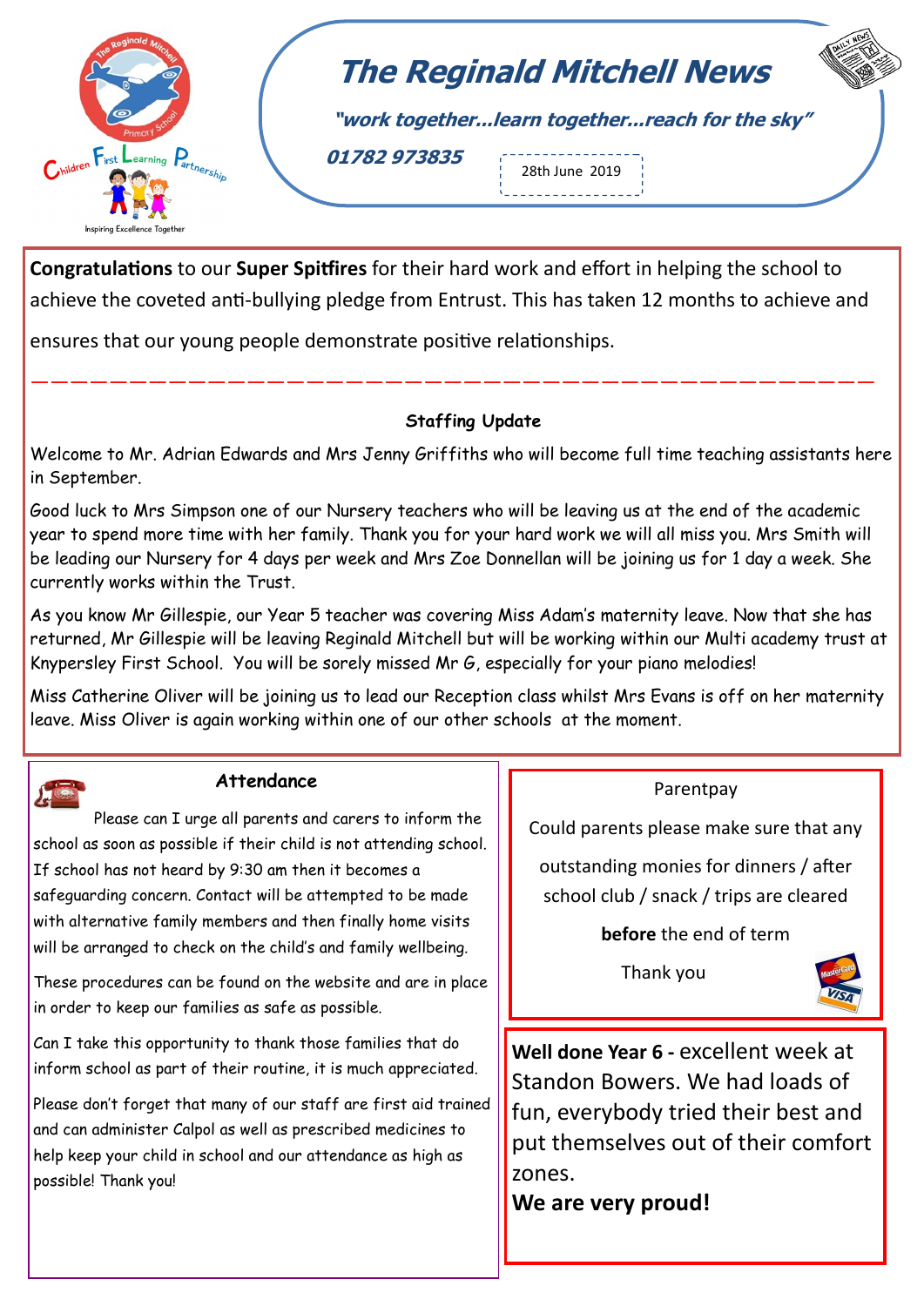# The Reginald Mitchell News

*"work together…learn together…reach for the sky"*

**01782 973835**

28th June 2019

**Congratulations** to our **Super Spitfires** for their hard work and effort in helping the school to achieve the coveted anti-bullying pledge from Entrust. This has taken 12 months to achieve and ensures that our young people demonstrate positive relationships.

---

### Staffing Update

Welcome to Mr. Adrian Edwards and Mrs Jenny Griffiths who will become full time teaching assistants here in September.

Good luck to Mrs Simpson one of our Nursery teachers who will be leaving us at the end of the academic year to spend more time with her family. Thank you for your hard work we will all miss you. Mrs Smith will be leading our Nursery for 4 days per week and Mrs Zoe Donnellan will be joining us for 1 day a week. She currently works within the Trust.

As you know Mr Gillespie, our Year 5 teacher was covering Miss Adam's maternity leave. Now that she has returned, Mr Gillespie will be leaving Reginald Mitchell but will be working within our Multi academy trust at Knypersley First School. You will be sorely missed Mr G, especially for your piano melodies!

Miss Catherine Oliver will be joining us to lead our Reception class whilst Mrs Evans is off on her maternity leave. Miss Oliver is again working within one of our other schools at the moment.

### Attendance

Please can I urge all parents and carers to inform the school as soon as possible if their child is not attending school. If school has not heard by 9:30 am then it becomes a safeguarding concern. Contact will be attempted to be made with alternative family members and then finally home visits will be arranged to check on the child's and family wellbeing.

These procedures can be found on the website and are in place in order to keep our families as safe as possible.

Can I take this opportunity to thank those families that do inform school as part of their routine, it is much appreciated.

Please don't forget that many of our staff are first aid trained and can administer Calpol as well as prescribed medicines to help keep your child in school and our attendance as high as possible! Thank you!

### Parentpay

Could parents please make sure that any outstanding monies for dinners / after school club / snack / trips are cleared **before** the end of term

Thank you

**Well done Year 6 -** excellent week at Standon Bowers. We had loads of fun, everybody tried their best and put themselves out of their comfort zones.

**We are very proud!**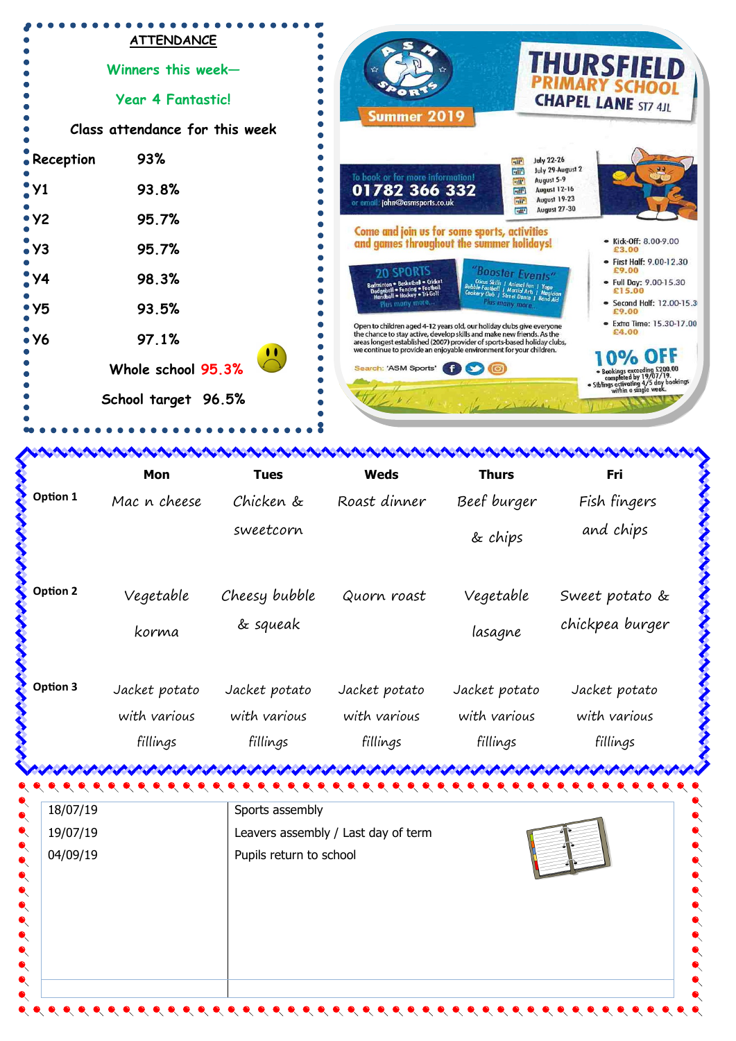## ATTENDANCE

Winners this week—

Year 4 Fantastic!

Class attendance for this week

| | |
|---|---|
| Reception | 93% |
| Y1 | 93.8% |
| Y2 | 95.7% |
| Y3 | 95.7% |
| Y4 | 98.3% |
| Y5 | 93.5% |
| Y6 | 97.1% |

Whole school 95.3%

School target 96.5%

ASM SPORTS

Summer 2019

THURSFIELD PRIMARY SCHOOL CHAPEL LANE ST7 4JL

To book or for more information! 01782 366 332 or email: john@asmsports.co.uk

July 22-26
July 29-August 2
August 5-9
August 12-16
August 19-23
August 27-30

Come and join us for some sports, activities and games throughout the summer holidays!

20 SPORTS
Badminton • Basketball • Cricket
Dodgeball • Fencing • Football
Handball • Hockey • Tri-Golf
Plus many more...

"Booster Events"
Circus Skills | Animal Fun | Yoga
Bubble Football | Martial Arts | Magician
Cookery Club | Street Dance | Band Aid
Plus many more...

Open to children aged 4-12 years old, our holiday clubs give everyone the chance to stay active, develop skills and make new friends. As the areas longest established (2007) provider of sports-based holiday clubs, we continue to provide an enjoyable environment for your children.

Search: 'ASM Sports'

- Kick-Off: 8.00-9.00 £3.00
- First Half: 9.00-12.30 £9.00
- Full Day: 9.00-15.30 £15.00
- Second Half: 12.00-15.30 £9.00
- Extra Time: 15.30-17.00 £4.00

10% OFF
- Bookings exceeding £200.00 completed by 19/07/19.
- Siblings activating 4/5 day bookings within a single week.

| | Mon | Tues | Weds | Thurs | Fri |
|---|---|---|---|---|---|
| Option 1 | Mac n cheese | Chicken & sweetcorn | Roast dinner | Beef burger & chips | Fish fingers and chips |
| Option 2 | Vegetable korma | Cheesy bubble & squeak | Quorn roast | Vegetable lasagne | Sweet potato & chickpea burger |
| Option 3 | Jacket potato with various fillings | Jacket potato with various fillings | Jacket potato with various fillings | Jacket potato with various fillings | Jacket potato with various fillings |

| | |
|---|---|
| 18/07/19 | Sports assembly |
| 19/07/19 | Leavers assembly / Last day of term |
| 04/09/19 | Pupils return to school |